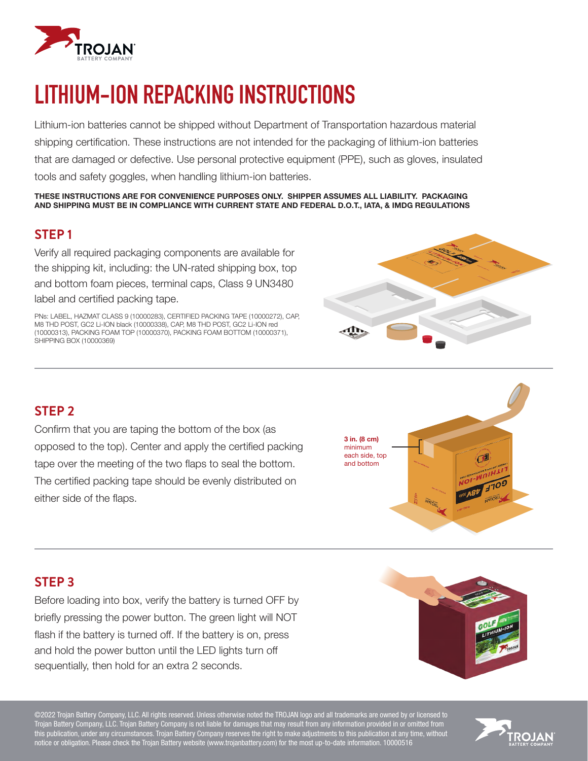# LITHIUM-ION REPACKING INSTRUCTIONS

Lithium-ion batteries cannot be shipped without Department of Transportation hazardous material shipping certification. These instructions are not intended for the packaging of lithium-ion batteries that are damaged or defective. Use personal protective equipment (PPE), such as gloves, insulated tools and safety goggles, when handling lithium-ion batteries.

**THESE INSTRUCTIONS ARE FOR CONVENIENCE PURPOSES ONLY. SHIPPER ASSUMES ALL LIABILITY. PACKAGING AND SHIPPING MUST BE IN COMPLIANCE WITH CURRENT STATE AND FEDERAL D.O.T., IATA, & IMDG REGULATIONS**

## STEP 1

Verify all required packaging components are available for the shipping kit, including: the UN-rated shipping box, top and bottom foam pieces, terminal caps, Class 9 UN3480 label and certified packing tape.

PNs: LABEL, HAZMAT CLASS 9 (10000283), CERTIFIED PACKING TAPE (10000272), CAP, M8 THD POST, GC2 Li-ION black (10000338), CAP, M8 THD POST, GC2 Li-ION red (10000313), PACKING FOAM TOP (10000370), PACKING FOAM BOTTOM (10000371), SHIPPING BOX (10000369)

## STEP 2

Confirm that you are taping the bottom of the box (as opposed to the top). Center and apply the certified packing tape over the meeting of the two flaps to seal the bottom. The certified packing tape should be evenly distributed on either side of the flaps.

**3 in. (8 cm)** minimum each side, top and bottom

## STEP 3

Before loading into box, verify the battery is turned OFF by briefly pressing the power button. The green light will NOT flash if the battery is turned off. If the battery is on, press and hold the power button until the LED lights turn off sequentially, then hold for an extra 2 seconds.

©2022 Trojan Battery Company, LLC. All rights reserved. Unless otherwise noted the TROJAN logo and all trademarks are owned by or licensed to Trojan Battery Company, LLC. Trojan Battery Company is not liable for damages that may result from any information provided in or omitted from this publication, under any circumstances. Trojan Battery Company reserves the right to make adjustments to this publication at any time, without notice or obligation. Please check the Trojan Battery website (www.trojanbattery.com) for the most up-to-date information. 10000516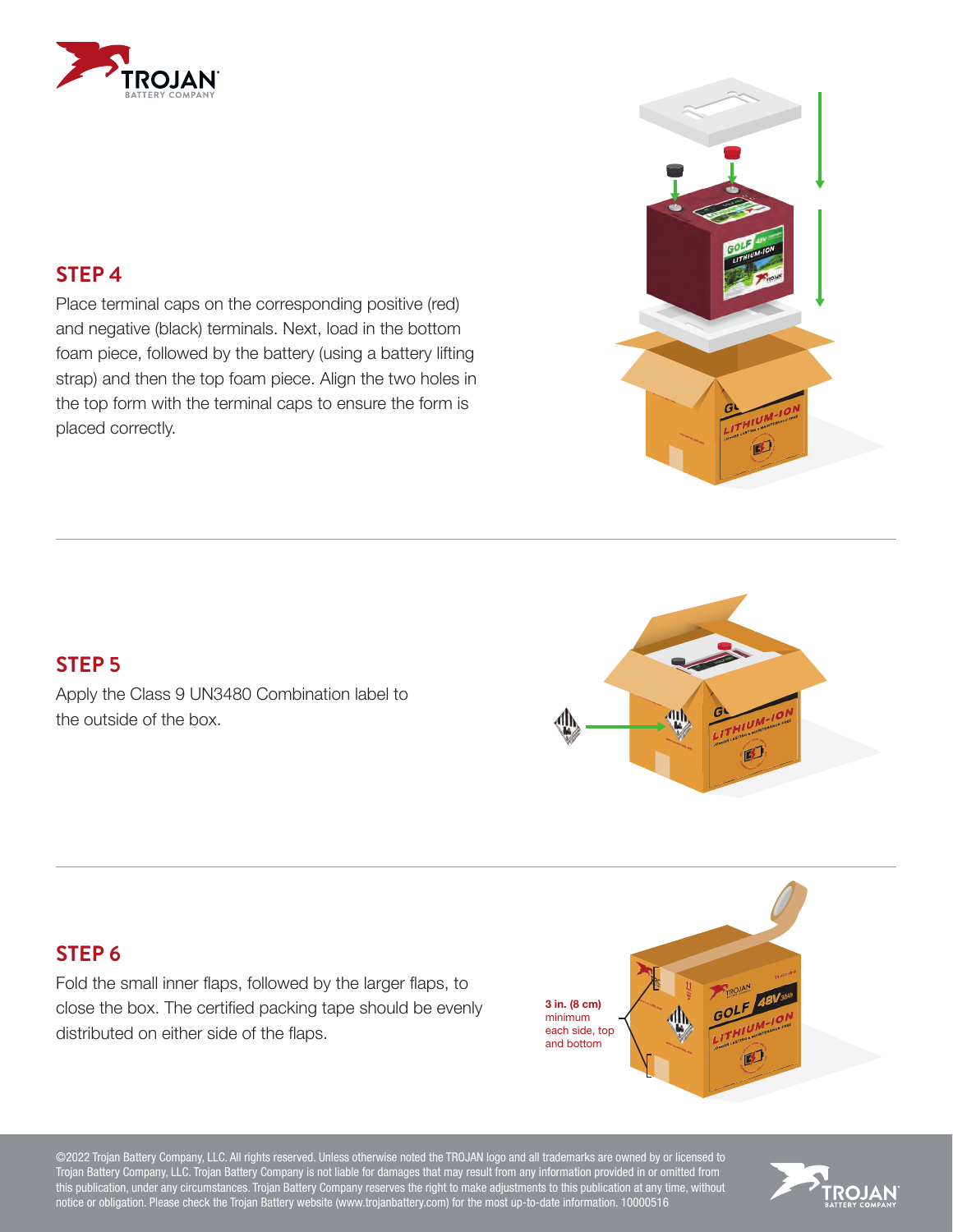## STEP 4

Place terminal caps on the corresponding positive (red) and negative (black) terminals. Next, load in the bottom foam piece, followed by the battery (using a battery lifting strap) and then the top foam piece. Align the two holes in the top form with the terminal caps to ensure the form is placed correctly.

## STEP 5

Apply the Class 9 UN3480 Combination label to the outside of the box.

## STEP 6

Fold the small inner flaps, followed by the larger flaps, to close the box. The certified packing tape should be evenly distributed on either side of the flaps.

**3 in. (8 cm)** minimum each side, top and bottom

©2022 Trojan Battery Company, LLC. All rights reserved. Unless otherwise noted the TROJAN logo and all trademarks are owned by or licensed to Trojan Battery Company, LLC. Trojan Battery Company is not liable for damages that may result from any information provided in or omitted from this publication, under any circumstances. Trojan Battery Company reserves the right to make adjustments to this publication at any time, without notice or obligation. Please check the Trojan Battery website (www.trojanbattery.com) for the most up-to-date information. 10000516